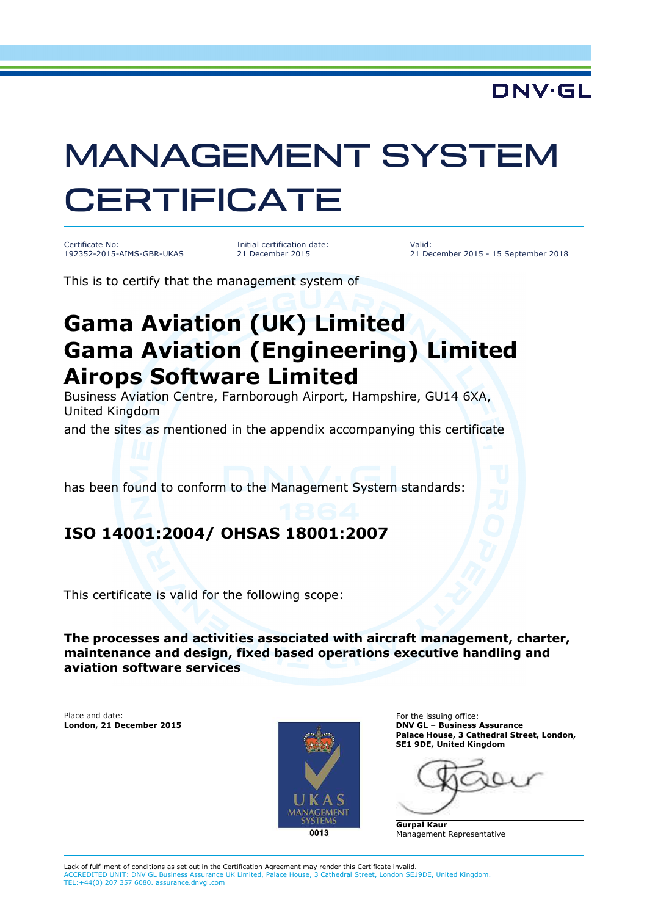DNV·GL

# MANAGEMENT SYSTEM CERTIFICATE

Certificate No:
192352-2015-AIMS-GBR-UKAS

Initial certification date:
21 December 2015

Valid:
21 December 2015 - 15 September 2018

This is to certify that the management system of

## Gama Aviation (UK) Limited
## Gama Aviation (Engineering) Limited
## Airops Software Limited

Business Aviation Centre, Farnborough Airport, Hampshire, GU14 6XA, United Kingdom

and the sites as mentioned in the appendix accompanying this certificate

has been found to conform to the Management System standards:

## ISO 14001:2004/ OHSAS 18001:2007

This certificate is valid for the following scope:

**The processes and activities associated with aircraft management, charter, maintenance and design, fixed based operations executive handling and aviation software services**

Place and date:
**London, 21 December 2015**

UKAS MANAGEMENT SYSTEMS
0013

For the issuing office:
**DNV GL – Business Assurance**
**Palace House, 3 Cathedral Street, London, SE1 9DE, United Kingdom**

**Gurpal Kaur**
Management Representative

Lack of fulfilment of conditions as set out in the Certification Agreement may render this Certificate invalid.
ACCREDITED UNIT: DNV GL Business Assurance UK Limited, Palace House, 3 Cathedral Street, London SE19DE, United Kingdom.
TEL:+44(0) 207 357 6080. assurance.dnvgl.com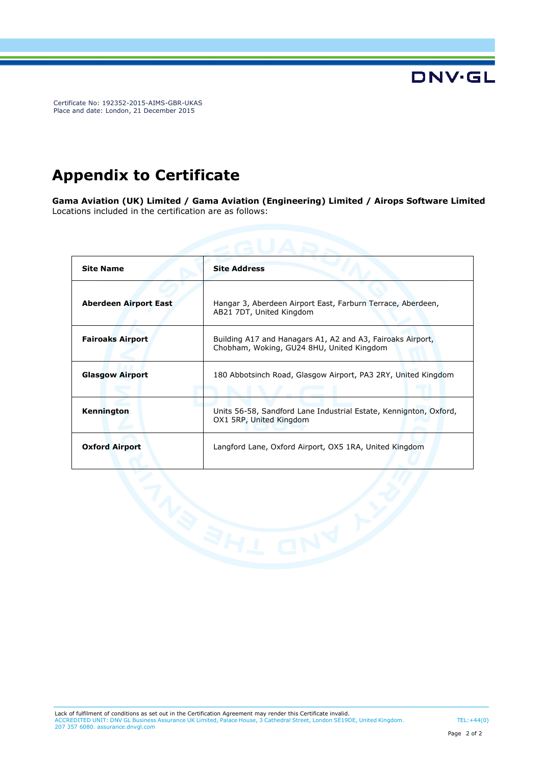Certificate No: 192352-2015-AIMS-GBR-UKAS
Place and date: London, 21 December 2015

# Appendix to Certificate

**Gama Aviation (UK) Limited / Gama Aviation (Engineering) Limited / Airops Software Limited**
Locations included in the certification are as follows:

| Site Name | Site Address |
|---|---|
| **Aberdeen Airport East** | Hangar 3, Aberdeen Airport East, Farburn Terrace, Aberdeen, AB21 7DT, United Kingdom |
| **Fairoaks Airport** | Building A17 and Hanagars A1, A2 and A3, Fairoaks Airport, Chobham, Woking, GU24 8HU, United Kingdom |
| **Glasgow Airport** | 180 Abbotsinch Road, Glasgow Airport, PA3 2RY, United Kingdom |
| **Kennington** | Units 56-58, Sandford Lane Industrial Estate, Kennington, Oxford, OX1 5RP, United Kingdom |
| **Oxford Airport** | Langford Lane, Oxford Airport, OX5 1RA, United Kingdom |

Lack of fulfilment of conditions as set out in the Certification Agreement may render this Certificate invalid.
ACCREDITED UNIT: DNV GL Business Assurance UK Limited, Palace House, 3 Cathedral Street, London SE19DE, United Kingdom. TEL:+44(0) 207 357 6080. assurance.dnvgl.com